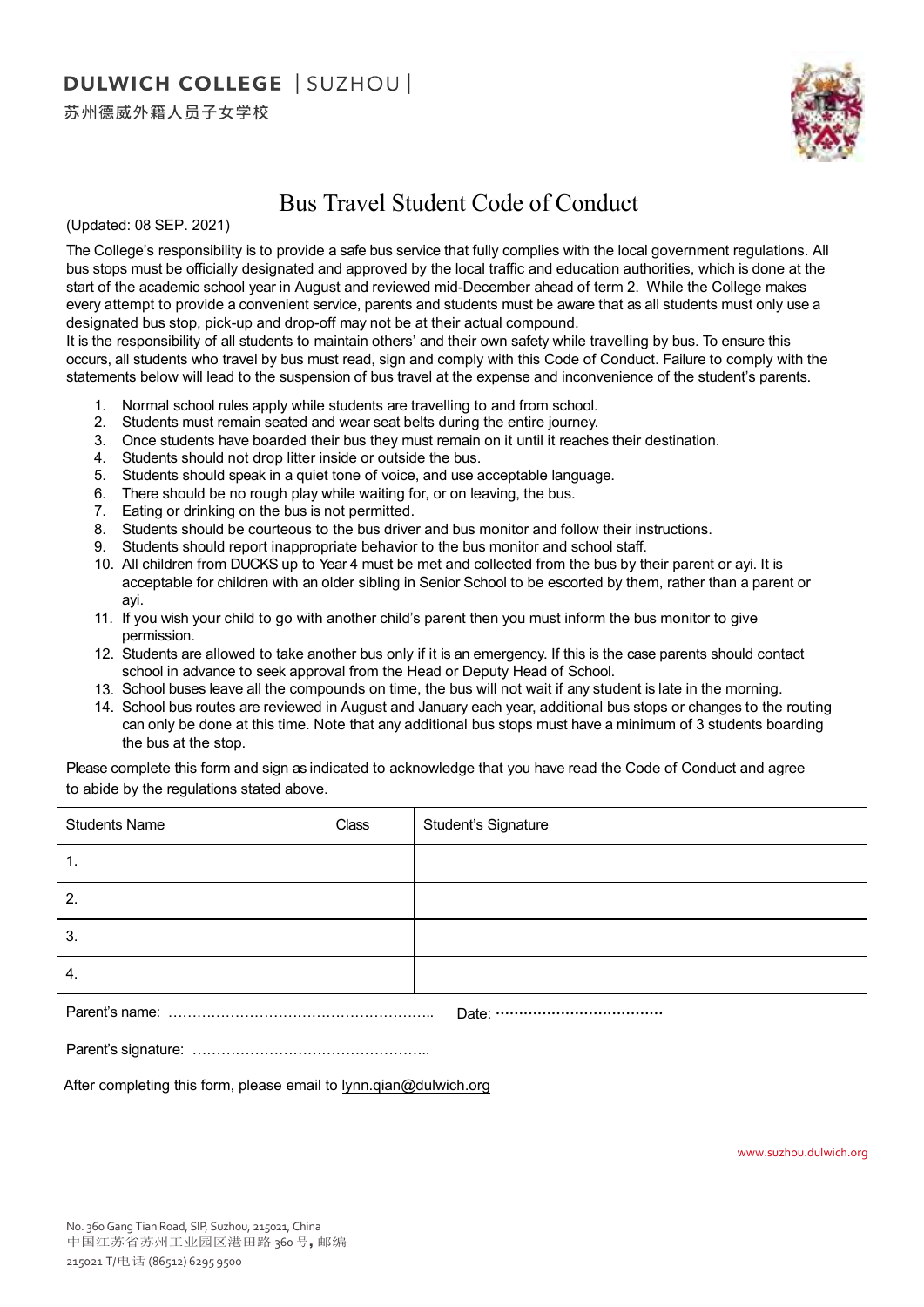**DULWICH COLLEGE** | SUZHOU |

苏州德威外籍人员子女学校

# Bus Travel Student Code of Conduct

(Updated: 08 SEP. 2021)

The College's responsibility is to provide a safe bus service that fully complies with the local government regulations. All bus stops must be officially designated and approved by the local traffic and education authorities, which is done at the start of the academic school year in August and reviewed mid-December ahead of term 2. While the College makes every attempt to provide a convenient service, parents and students must be aware that as all students must only use a designated bus stop, pick-up and drop-off may not be at their actual compound.

It is the responsibility of all students to maintain others' and their own safety while travelling by bus. To ensure this occurs, all students who travel by bus must read, sign and comply with this Code of Conduct. Failure to comply with the statements below will lead to the suspension of bus travel at the expense and inconvenience of the student's parents.

1. Normal school rules apply while students are travelling to and from school.
2. Students must remain seated and wear seat belts during the entire journey.
3. Once students have boarded their bus they must remain on it until it reaches their destination.
4. Students should not drop litter inside or outside the bus.
5. Students should speak in a quiet tone of voice, and use acceptable language.
6. There should be no rough play while waiting for, or on leaving, the bus.
7. Eating or drinking on the bus is not permitted.
8. Students should be courteous to the bus driver and bus monitor and follow their instructions.
9. Students should report inappropriate behavior to the bus monitor and school staff.
10. All children from DUCKS up to Year 4 must be met and collected from the bus by their parent or ayi. It is acceptable for children with an older sibling in Senior School to be escorted by them, rather than a parent or ayi.
11. If you wish your child to go with another child's parent then you must inform the bus monitor to give permission.
12. Students are allowed to take another bus only if it is an emergency. If this is the case parents should contact school in advance to seek approval from the Head or Deputy Head of School.
13. School buses leave all the compounds on time, the bus will not wait if any student is late in the morning.
14. School bus routes are reviewed in August and January each year, additional bus stops or changes to the routing can only be done at this time. Note that any additional bus stops must have a minimum of 3 students boarding the bus at the stop.

Please complete this form and sign as indicated to acknowledge that you have read the Code of Conduct and agree to abide by the regulations stated above.

| Students Name | Class | Student's Signature |
|---|---|---|
| 1. | | |
| 2. | | |
| 3. | | |
| 4. | | |

Parent's name: ……………………………………………….. Date: ………………………………

Parent's signature: …………………………………………..

After completing this form, please email to lynn.qian@dulwich.org

www.suzhou.dulwich.org

No. 360 Gang Tian Road, SIP, Suzhou, 215021, China
中国江苏省苏州工业园区港田路 360 号，邮编
215021 T/电话 (86512) 6295 9500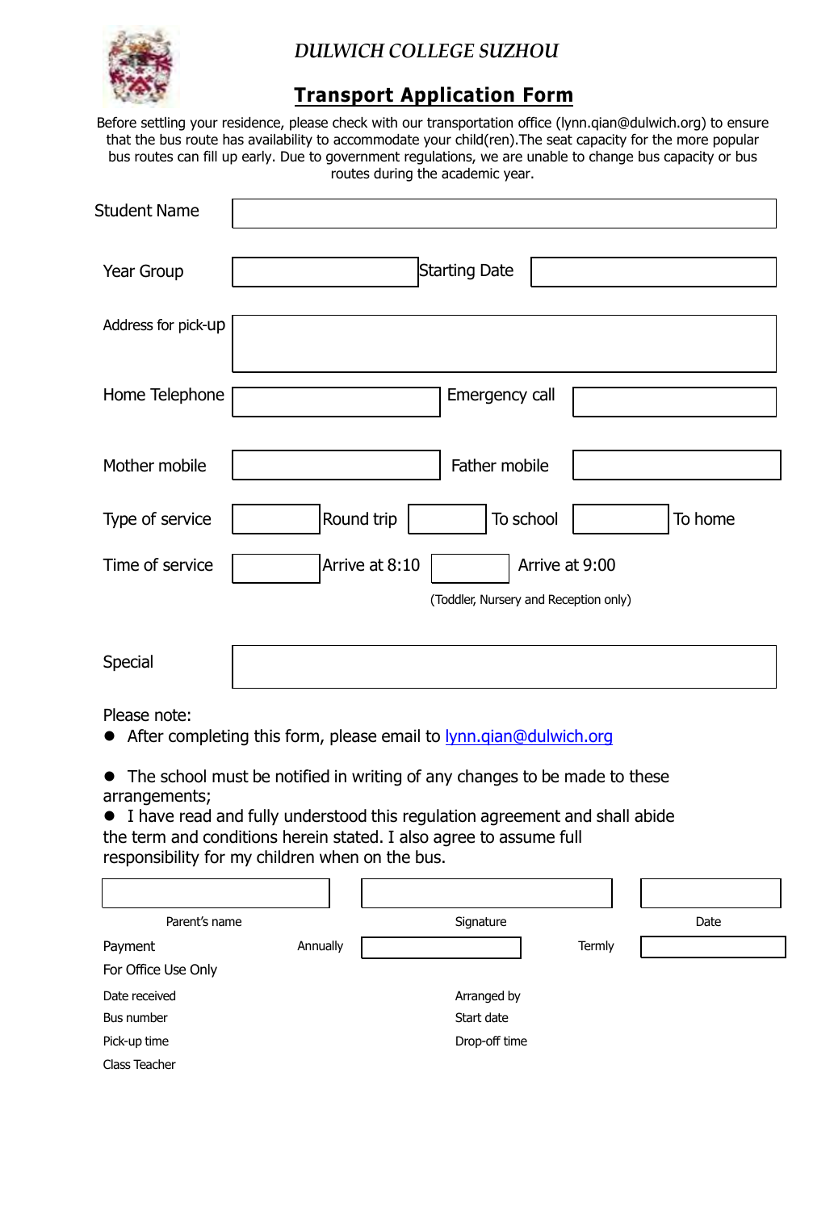*DULWICH COLLEGE SUZHOU*

# Transport Application Form

Before settling your residence, please check with our transportation office (lynn.qian@dulwich.org) to ensure that the bus route has availability to accommodate your child(ren).The seat capacity for the more popular bus routes can fill up early. Due to government regulations, we are unable to change bus capacity or bus routes during the academic year.

| | | | | | |
|---|---|---|---|---|---|
| Student Name | | | | | |
| Year Group | | Starting Date | | | |
| Address for pick-up | | | | | |
| Home Telephone | | Emergency call | | | |
| Mother mobile | | Father mobile | | | |
| Type of service | | Round trip | | To school | To home |
| Time of service | | Arrive at 8:10 | | Arrive at 9:00 (Toddler, Nursery and Reception only) | |
| Special | | | | | |

Please note:

- After completing this form, please email to lynn.qian@dulwich.org
- The school must be notified in writing of any changes to be made to these arrangements;
- I have read and fully understood this regulation agreement and shall abide the term and conditions herein stated. I also agree to assume full responsibility for my children when on the bus.

| | | |
|---|---|---|
| | | |
| Parent's name | Signature | Date |

Payment Annually ____ Termly ____

For Office Use Only

| | |
|---|---|
| Date received | Arranged by |
| Bus number | Start date |
| Pick-up time | Drop-off time |
| Class Teacher | |